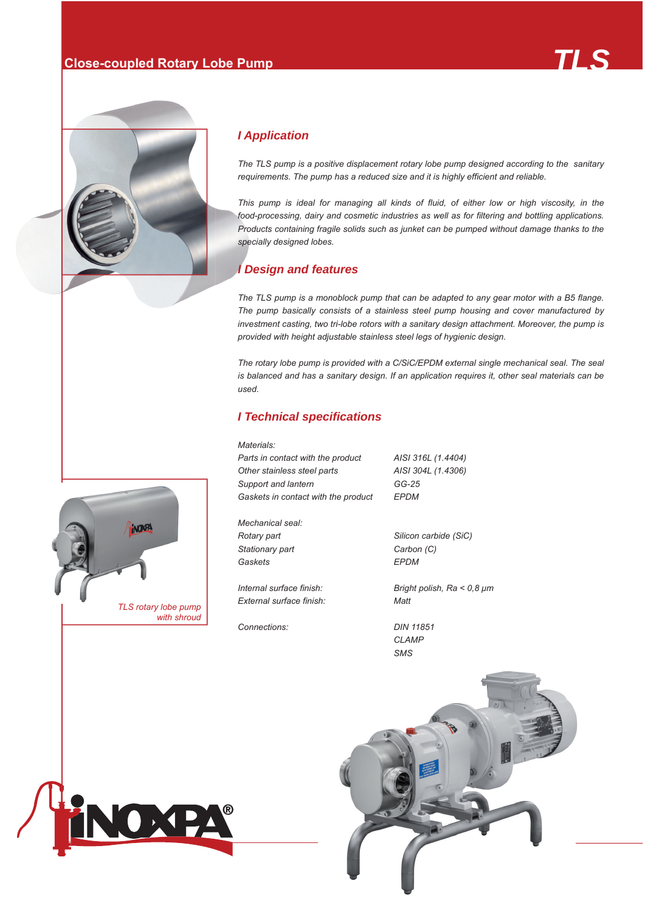# Close-coupled Rotary Lobe Pump

# TLS

## I Application

*The TLS pump is a positive displacement rotary lobe pump designed according to the sanitary requirements. The pump has a reduced size and it is highly efficient and reliable.*

*This pump is ideal for managing all kinds of fluid, of either low or high viscosity, in the food-processing, dairy and cosmetic industries as well as for filtering and bottling applications. Products containing fragile solids such as junket can be pumped without damage thanks to the specially designed lobes.*

## I Design and features

*The TLS pump is a monoblock pump that can be adapted to any gear motor with a B5 flange. The pump basically consists of a stainless steel pump housing and cover manufactured by investment casting, two tri-lobe rotors with a sanitary design attachment. Moreover, the pump is provided with height adjustable stainless steel legs of hygienic design.*

*The rotary lobe pump is provided with a C/SiC/EPDM external single mechanical seal. The seal is balanced and has a sanitary design. If an application requires it, other seal materials can be used.*

## I Technical specifications

| | |
|---|---|
| *Materials:* | |
| *Parts in contact with the product* | *AISI 316L (1.4404)* |
| *Other stainless steel parts* | *AISI 304L (1.4306)* |
| *Support and lantern* | *GG-25* |
| *Gaskets in contact with the product* | *EPDM* |
| | |
| *Mechanical seal:* | |
| *Rotary part* | *Silicon carbide (SiC)* |
| *Stationary part* | *Carbon (C)* |
| *Gaskets* | *EPDM* |
| | |
| *Internal surface finish:* | *Bright polish, Ra < 0,8 µm* |
| *External surface finish:* | *Matt* |
| | |
| *Connections:* | *DIN 11851* |
| | *CLAMP* |
| | *SMS* |

*TLS rotary lobe pump with shroud*

INOXPA®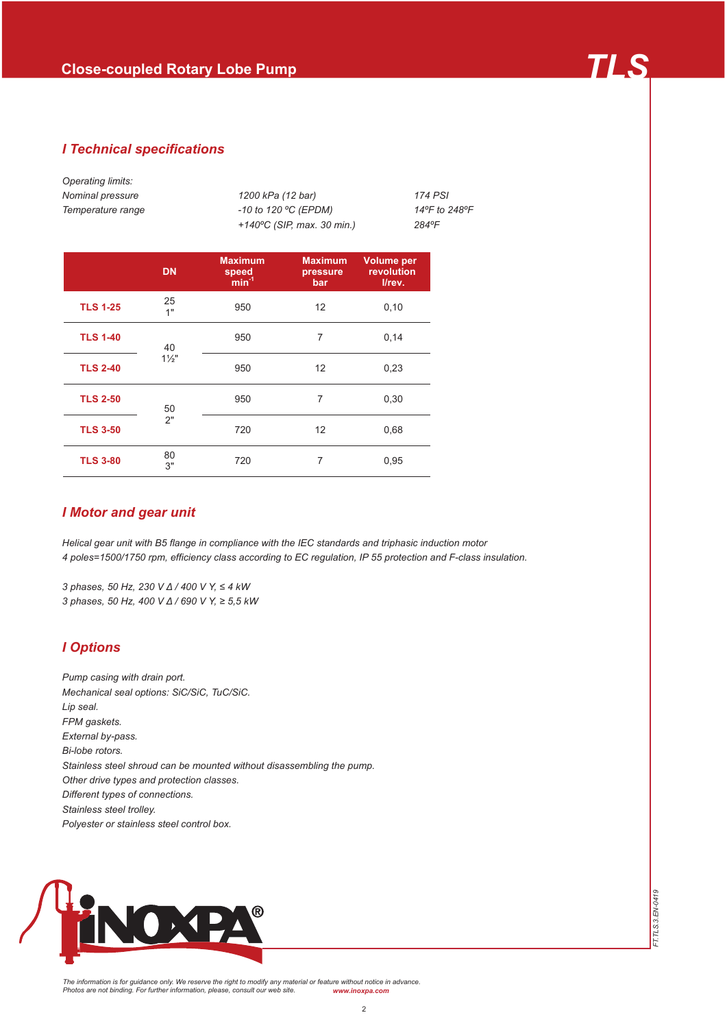# Close-coupled Rotary Lobe Pump

# TLS

## I Technical specifications

*Operating limits:*

| | | |
|---|---|---|
| *Nominal pressure* | *1200 kPa (12 bar)* | *174 PSI* |
| *Temperature range* | *-10 to 120 ºC (EPDM)* | *14ºF to 248ºF* |
| | *+140ºC (SIP, max. 30 min.)* | *284ºF* |

| | DN | Maximum speed $min^{-1}$ | Maximum pressure bar | Volume per revolution l/rev. |
|---|---|---|---|---|
| **TLS 1-25** | 25<br>1" | 950 | 12 | 0,10 |
| **TLS 1-40** | 40<br>1½" | 950 | 7 | 0,14 |
| **TLS 2-40** | 40<br>1½" | 950 | 12 | 0,23 |
| **TLS 2-50** | 50<br>2" | 950 | 7 | 0,30 |
| **TLS 3-50** | 50<br>2" | 720 | 12 | 0,68 |
| **TLS 3-80** | 80<br>3" | 720 | 7 | 0,95 |

## I Motor and gear unit

*Helical gear unit with B5 flange in compliance with the IEC standards and triphasic induction motor*
*4 poles=1500/1750 rpm, efficiency class according to EC regulation, IP 55 protection and F-class insulation.*

*3 phases, 50 Hz, 230 V Δ / 400 V Y, ≤ 4 kW*
*3 phases, 50 Hz, 400 V Δ / 690 V Y, ≥ 5,5 kW*

## I Options

*Pump casing with drain port.*
*Mechanical seal options: SiC/SiC, TuC/SiC.*
*Lip seal.*
*FPM gaskets.*
*External by-pass.*
*Bi-lobe rotors.*
*Stainless steel shroud can be mounted without disassembling the pump.*
*Other drive types and protection classes.*
*Different types of connections.*
*Stainless steel trolley.*
*Polyester or stainless steel control box.*

INOXPA®

FT.TLS.3.EN-0419

*The information is for guidance only. We reserve the right to modify any material or feature without notice in advance.*
*Photos are not binding. For further information, please, consult our web site.* **www.inoxpa.com**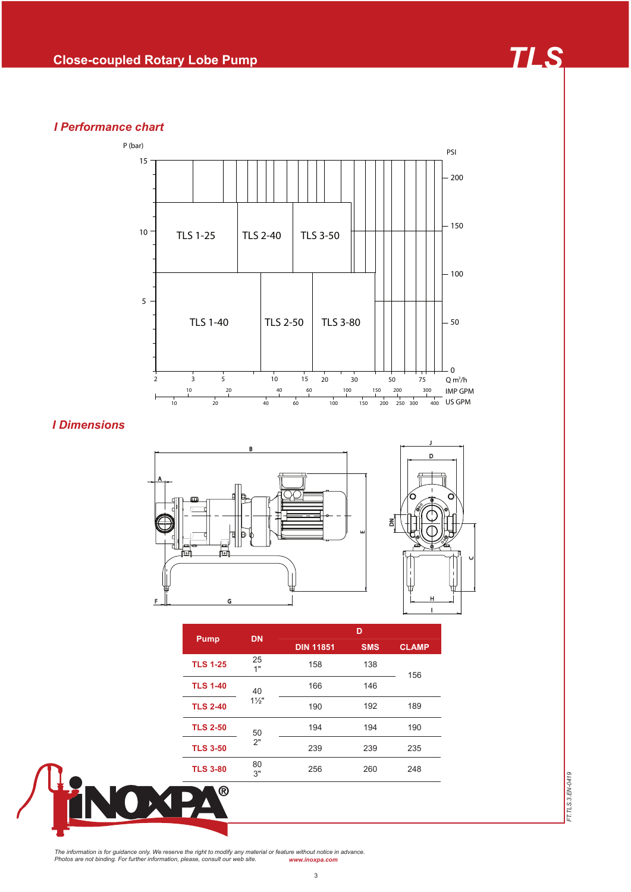## Close-coupled Rotary Lobe Pump

## TLS

### Performance chart

P (bar)

| | | |
|---|---|---|
| TLS 1-25 | TLS 2-40 | TLS 3-50 |
| TLS 1-40 | TLS 2-50 | TLS 3-80 |

### Dimensions

| Pump | DN | D | | |
|---|---|---|---|---|
| | | DIN 11851 | SMS | CLAMP |
| TLS 1-25 | 25 1" | 158 | 138 | 156 |
| TLS 1-40 | 40 1½" | 166 | 146 | 156 |
| TLS 2-40 | 40 1½" | 190 | 192 | 189 |
| TLS 2-50 | 50 2" | 194 | 194 | 190 |
| TLS 3-50 | 50 2" | 239 | 239 | 235 |
| TLS 3-80 | 80 3" | 256 | 260 | 248 |

*The information is for guidance only. We reserve the right to modify any material or feature without notice in advance.*
*Photos are not binding. For further information, please, consult our web site.* ***www.inoxpa.com***

FT.TLS.3.EN-0419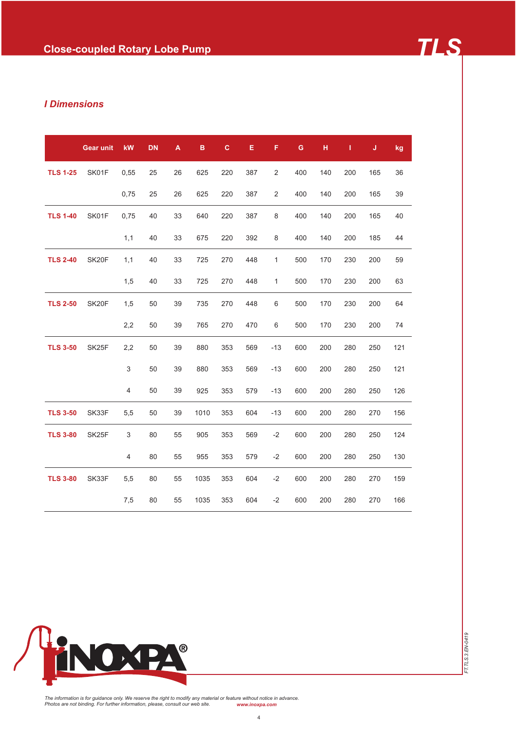## I Dimensions

| | Gear unit | kW | DN | A | B | C | E | F | G | H | I | J | kg |
|---|---|---|---|---|---|---|---|---|---|---|---|---|---|
| **TLS 1-25** | SK01F | 0,55 | 25 | 26 | 625 | 220 | 387 | 2 | 400 | 140 | 200 | 165 | 36 |
| | | 0,75 | 25 | 26 | 625 | 220 | 387 | 2 | 400 | 140 | 200 | 165 | 39 |
| **TLS 1-40** | SK01F | 0,75 | 40 | 33 | 640 | 220 | 387 | 8 | 400 | 140 | 200 | 165 | 40 |
| | | 1,1 | 40 | 33 | 675 | 220 | 392 | 8 | 400 | 140 | 200 | 185 | 44 |
| **TLS 2-40** | SK20F | 1,1 | 40 | 33 | 725 | 270 | 448 | 1 | 500 | 170 | 230 | 200 | 59 |
| | | 1,5 | 40 | 33 | 725 | 270 | 448 | 1 | 500 | 170 | 230 | 200 | 63 |
| **TLS 2-50** | SK20F | 1,5 | 50 | 39 | 735 | 270 | 448 | 6 | 500 | 170 | 230 | 200 | 64 |
| | | 2,2 | 50 | 39 | 765 | 270 | 470 | 6 | 500 | 170 | 230 | 200 | 74 |
| **TLS 3-50** | SK25F | 2,2 | 50 | 39 | 880 | 353 | 569 | -13 | 600 | 200 | 280 | 250 | 121 |
| | | 3 | 50 | 39 | 880 | 353 | 569 | -13 | 600 | 200 | 280 | 250 | 121 |
| | | 4 | 50 | 39 | 925 | 353 | 579 | -13 | 600 | 200 | 280 | 250 | 126 |
| **TLS 3-50** | SK33F | 5,5 | 50 | 39 | 1010 | 353 | 604 | -13 | 600 | 200 | 280 | 270 | 156 |
| **TLS 3-80** | SK25F | 3 | 80 | 55 | 905 | 353 | 569 | -2 | 600 | 200 | 280 | 250 | 124 |
| | | 4 | 80 | 55 | 955 | 353 | 579 | -2 | 600 | 200 | 280 | 250 | 130 |
| **TLS 3-80** | SK33F | 5,5 | 80 | 55 | 1035 | 353 | 604 | -2 | 600 | 200 | 280 | 270 | 159 |
| | | 7,5 | 80 | 55 | 1035 | 353 | 604 | -2 | 600 | 200 | 280 | 270 | 166 |

*The information is for guidance only. We reserve the right to modify any material or feature without notice in advance. Photos are not binding. For further information, please, consult our web site.* ***www.inoxpa.com***

FT.TLS.3.EN-0419